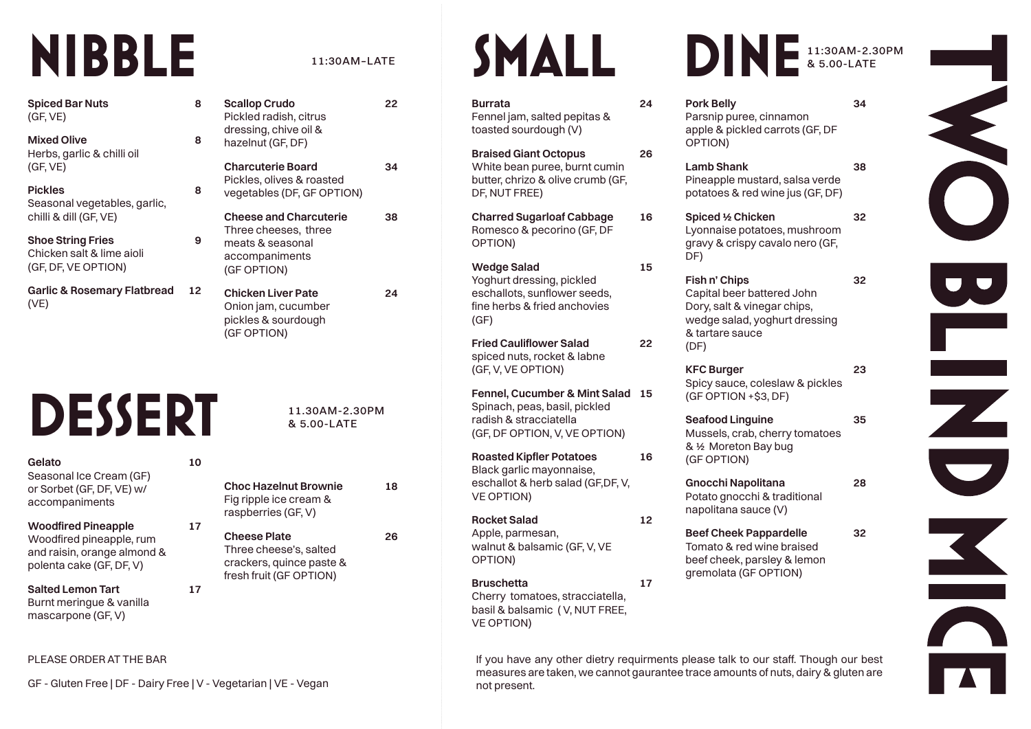# TWO BLIND MICE

# NIBBLE

11:30AM-LATE

**Spiced Bar Nuts** 8
(GF, VE)

**Mixed Olive** 8
Herbs, garlic & chilli oil (GF, VE)

**Pickles** 8
Seasonal vegetables, garlic, chilli & dill (GF, VE)

**Shoe String Fries** 9
Chicken salt & lime aioli (GF, DF, VE OPTION)

**Garlic & Rosemary Flatbread** 12
(VE)

**Scallop Crudo** 22
Pickled radish, citrus dressing, chive oil & hazelnut (GF, DF)

**Charcuterie Board** 34
Pickles, olives & roasted vegetables (DF, GF OPTION)

**Cheese and Charcuterie** 38
Three cheeses, three meats & seasonal accompaniments (GF OPTION)

**Chicken Liver Pate** 24
Onion jam, cucumber pickles & sourdough (GF OPTION)

# DESSERT

11.30AM-2.30PM & 5.00-LATE

**Gelato** 10
Seasonal Ice Cream (GF) or Sorbet (GF, DF, VE) w/ accompaniments

**Woodfired Pineapple** 17
Woodfired pineapple, rum and raisin, orange almond & polenta cake (GF, DF, V)

**Salted Lemon Tart** 17
Burnt meringue & vanilla mascarpone (GF, V)

**Choc Hazelnut Brownie** 18
Fig ripple ice cream & raspberries (GF, V)

**Cheese Plate** 26
Three cheese's, salted crackers, quince paste & fresh fruit (GF OPTION)

PLEASE ORDER AT THE BAR

GF - Gluten Free | DF - Dairy Free | V - Vegetarian | VE - Vegan

# SMALL

**Burrata** 24
Fennel jam, salted pepitas & toasted sourdough (V)

**Braised Giant Octopus** 26
White bean puree, burnt cumin butter, chrizo & olive crumb (GF, DF, NUT FREE)

**Charred Sugarloaf Cabbage** 16
Romesco & pecorino (GF, DF OPTION)

**Wedge Salad** 15
Yoghurt dressing, pickled eschallots, sunflower seeds, fine herbs & fried anchovies (GF)

**Fried Cauliflower Salad** 22
spiced nuts, rocket & labne (GF, V, VE OPTION)

**Fennel, Cucumber & Mint Salad** 15
Spinach, peas, basil, pickled radish & stracciatella (GF, DF OPTION, V, VE OPTION)

**Roasted Kipfler Potatoes** 16
Black garlic mayonnaise, eschallot & herb salad (GF,DF, V, VE OPTION)

**Rocket Salad** 12
Apple, parmesan, walnut & balsamic (GF, V, VE OPTION)

**Bruschetta** 17
Cherry tomatoes, stracciatella, basil & balsamic ( V, NUT FREE, VE OPTION)

# DINE

11:30AM-2.30PM & 5.00-LATE

**Pork Belly** 34
Parsnip puree, cinnamon apple & pickled carrots (GF, DF OPTION)

**Lamb Shank** 38
Pineapple mustard, salsa verde potatoes & red wine jus (GF, DF)

**Spiced ½ Chicken** 32
Lyonnaise potatoes, mushroom gravy & crispy cavalo nero (GF, DF)

**Fish n' Chips** 32
Capital beer battered John Dory, salt & vinegar chips, wedge salad, yoghurt dressing & tartare sauce (DF)

**KFC Burger** 23
Spicy sauce, coleslaw & pickles (GF OPTION +$3, DF)

**Seafood Linguine** 35
Mussels, crab, cherry tomatoes & ½ Moreton Bay bug (GF OPTION)

**Gnocchi Napolitana** 28
Potato gnocchi & traditional napolitana sauce (V)

**Beef Cheek Pappardelle** 32
Tomato & red wine braised beef cheek, parsley & lemon gremolata (GF OPTION)

If you have any other dietry requirments please talk to our staff. Though our best measures are taken, we cannot gaurantee trace amounts of nuts, dairy & gluten are not present.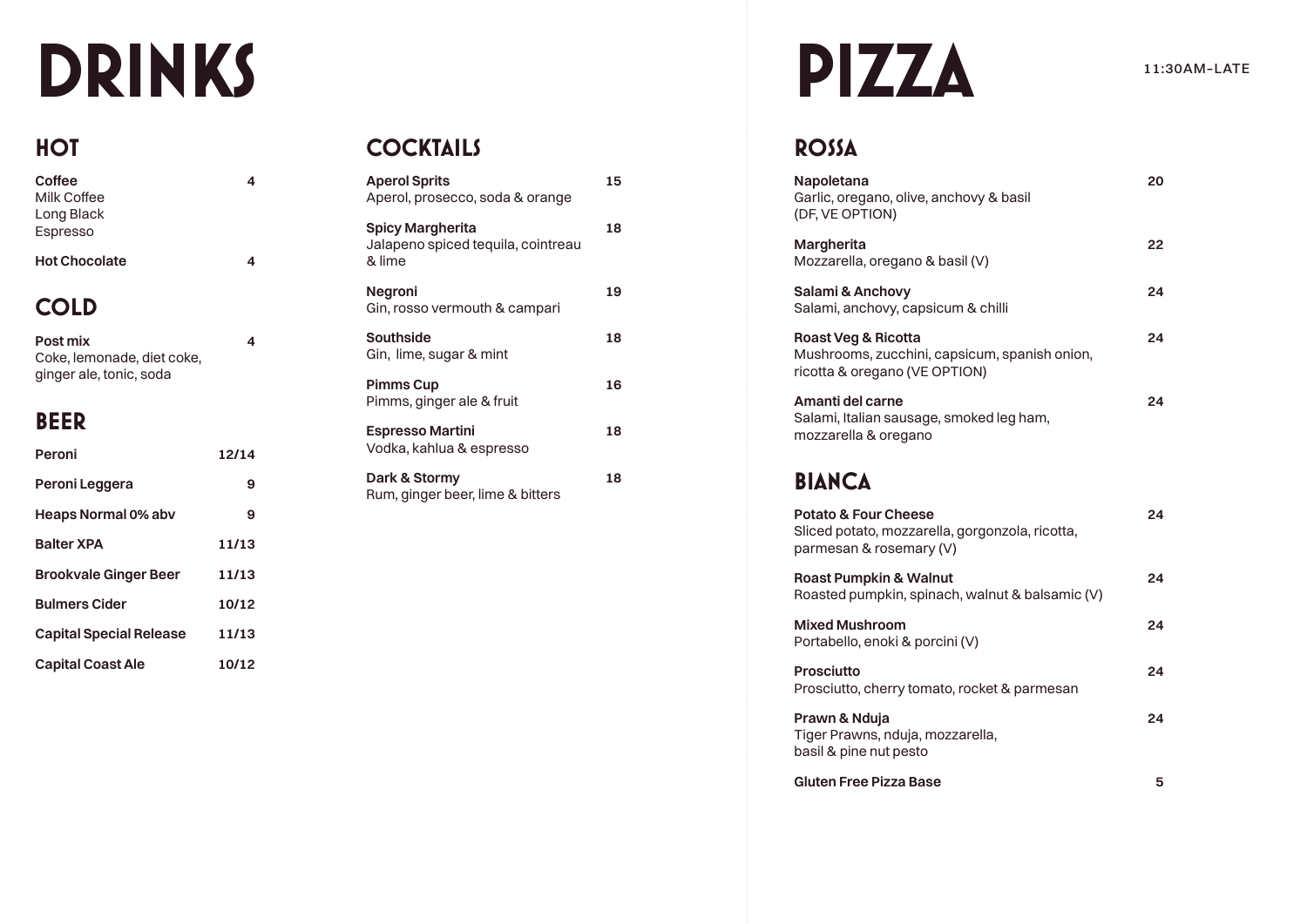# DRINKS

## HOT

**Coffee** 4
Milk Coffee
Long Black
Espresso

**Hot Chocolate** 4

## COLD

**Post mix** 4
Coke, lemonade, diet coke, ginger ale, tonic, soda

## BEER

| | |
|---|---|
| **Peroni** | 12/14 |
| **Peroni Leggera** | 9 |
| **Heaps Normal 0% abv** | 9 |
| **Balter XPA** | 11/13 |
| **Brookvale Ginger Beer** | 11/13 |
| **Bulmers Cider** | 10/12 |
| **Capital Special Release** | 11/13 |
| **Capital Coast Ale** | 10/12 |

## COCKTAILS

**Aperol Sprits** 15
Aperol, prosecco, soda & orange

**Spicy Margherita** 18
Jalapeno spiced tequila, cointreau & lime

**Negroni** 19
Gin, rosso vermouth & campari

**Southside** 18
Gin, lime, sugar & mint

**Pimms Cup** 16
Pimms, ginger ale & fruit

**Espresso Martini** 18
Vodka, kahlua & espresso

**Dark & Stormy** 18
Rum, ginger beer, lime & bitters

# PIZZA

11:30AM–LATE

## ROSSA

**Napoletana** 20
Garlic, oregano, olive, anchovy & basil (DF, VE OPTION)

**Margherita** 22
Mozzarella, oregano & basil (V)

**Salami & Anchovy** 24
Salami, anchovy, capsicum & chilli

**Roast Veg & Ricotta** 24
Mushrooms, zucchini, capsicum, spanish onion, ricotta & oregano (VE OPTION)

**Amanti del carne** 24
Salami, Italian sausage, smoked leg ham, mozzarella & oregano

## BIANCA

**Potato & Four Cheese** 24
Sliced potato, mozzarella, gorgonzola, ricotta, parmesan & rosemary (V)

**Roast Pumpkin & Walnut** 24
Roasted pumpkin, spinach, walnut & balsamic (V)

**Mixed Mushroom** 24
Portabello, enoki & porcini (V)

**Prosciutto** 24
Prosciutto, cherry tomato, rocket & parmesan

**Prawn & Nduja** 24
Tiger Prawns, nduja, mozzarella, basil & pine nut pesto

**Gluten Free Pizza Base** 5